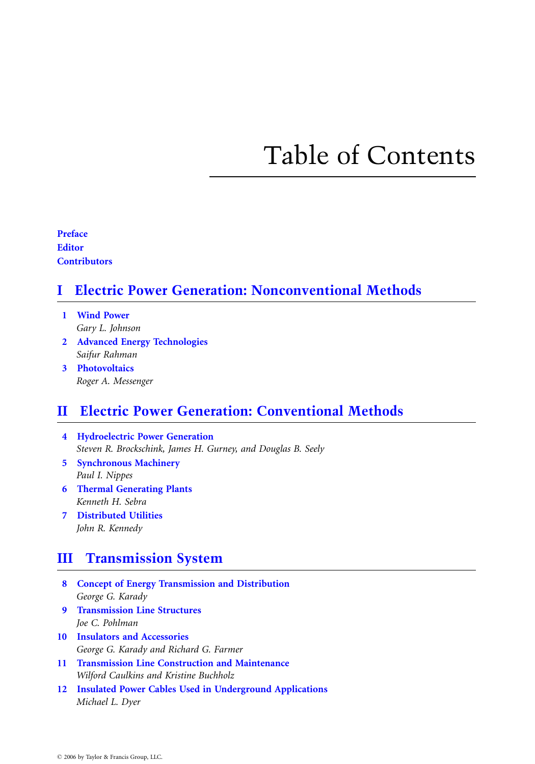# Table of Contents

**Preface**
**Editor**
**Contributors**

## I Electric Power Generation: Nonconventional Methods

1. **Wind Power**
   *Gary L. Johnson*
2. **Advanced Energy Technologies**
   *Saifur Rahman*
3. **Photovoltaics**
   *Roger A. Messenger*

## II Electric Power Generation: Conventional Methods

4. **Hydroelectric Power Generation**
   *Steven R. Brockschink, James H. Gurney, and Douglas B. Seely*
5. **Synchronous Machinery**
   *Paul I. Nippes*
6. **Thermal Generating Plants**
   *Kenneth H. Sebra*
7. **Distributed Utilities**
   *John R. Kennedy*

## III Transmission System

8. **Concept of Energy Transmission and Distribution**
   *George G. Karady*
9. **Transmission Line Structures**
   *Joe C. Pohlman*
10. **Insulators and Accessories**
    *George G. Karady and Richard G. Farmer*
11. **Transmission Line Construction and Maintenance**
    *Wilford Caulkins and Kristine Buchholz*
12. **Insulated Power Cables Used in Underground Applications**
    *Michael L. Dyer*

© 2006 by Taylor & Francis Group, LLC.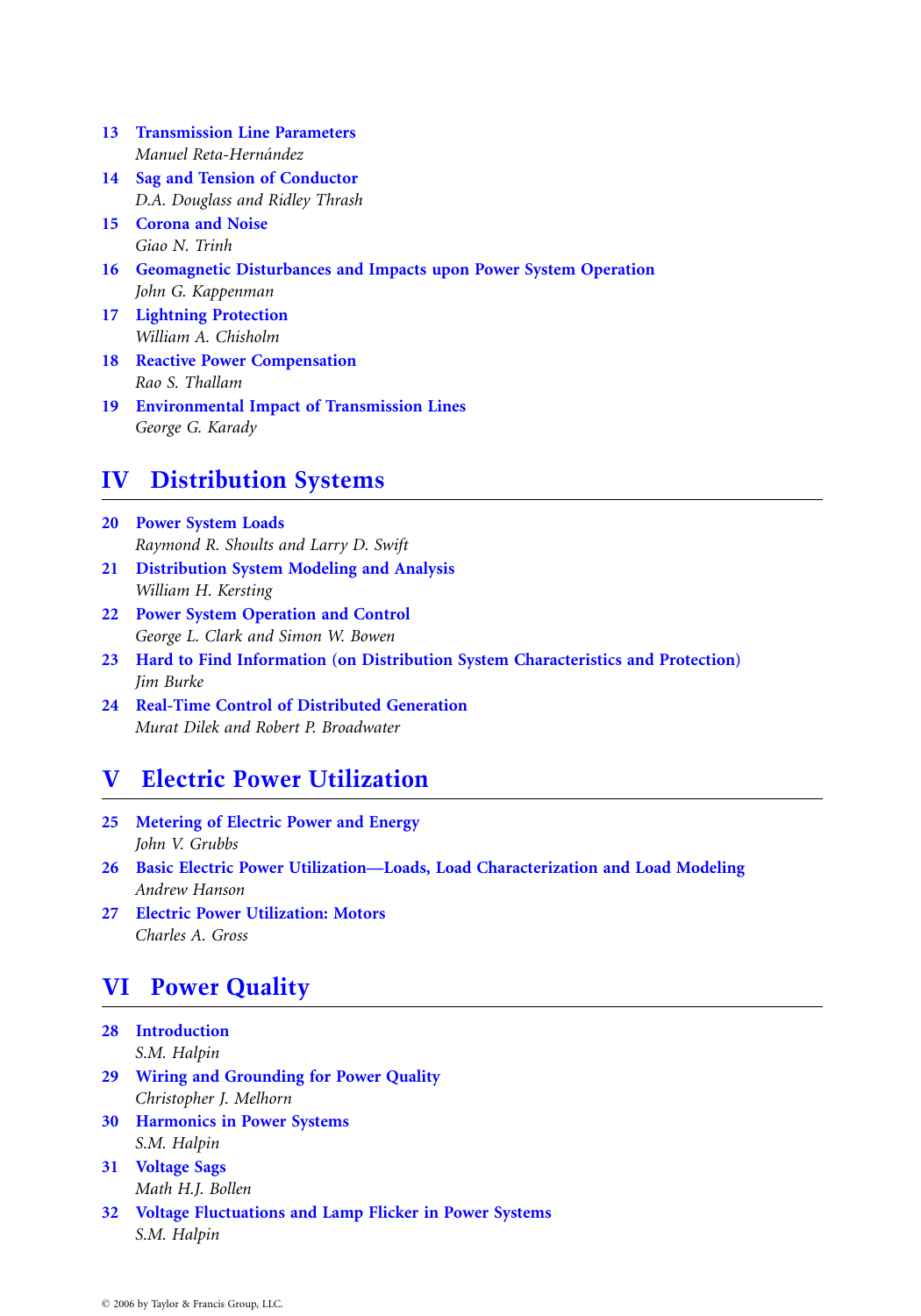13 **Transmission Line Parameters**
*Manuel Reta-Hernández*

14 **Sag and Tension of Conductor**
*D.A. Douglass and Ridley Thrash*

15 **Corona and Noise**
*Giao N. Trinh*

16 **Geomagnetic Disturbances and Impacts upon Power System Operation**
*John G. Kappenman*

17 **Lightning Protection**
*William A. Chisholm*

18 **Reactive Power Compensation**
*Rao S. Thallam*

19 **Environmental Impact of Transmission Lines**
*George G. Karady*

# IV Distribution Systems

20 **Power System Loads**
*Raymond R. Shoults and Larry D. Swift*

21 **Distribution System Modeling and Analysis**
*William H. Kersting*

22 **Power System Operation and Control**
*George L. Clark and Simon W. Bowen*

23 **Hard to Find Information (on Distribution System Characteristics and Protection)**
*Jim Burke*

24 **Real-Time Control of Distributed Generation**
*Murat Dilek and Robert P. Broadwater*

# V Electric Power Utilization

25 **Metering of Electric Power and Energy**
*John V. Grubbs*

26 **Basic Electric Power Utilization—Loads, Load Characterization and Load Modeling**
*Andrew Hanson*

27 **Electric Power Utilization: Motors**
*Charles A. Gross*

# VI Power Quality

28 **Introduction**
*S.M. Halpin*

29 **Wiring and Grounding for Power Quality**
*Christopher J. Melhorn*

30 **Harmonics in Power Systems**
*S.M. Halpin*

31 **Voltage Sags**
*Math H.J. Bollen*

32 **Voltage Fluctuations and Lamp Flicker in Power Systems**
*S.M. Halpin*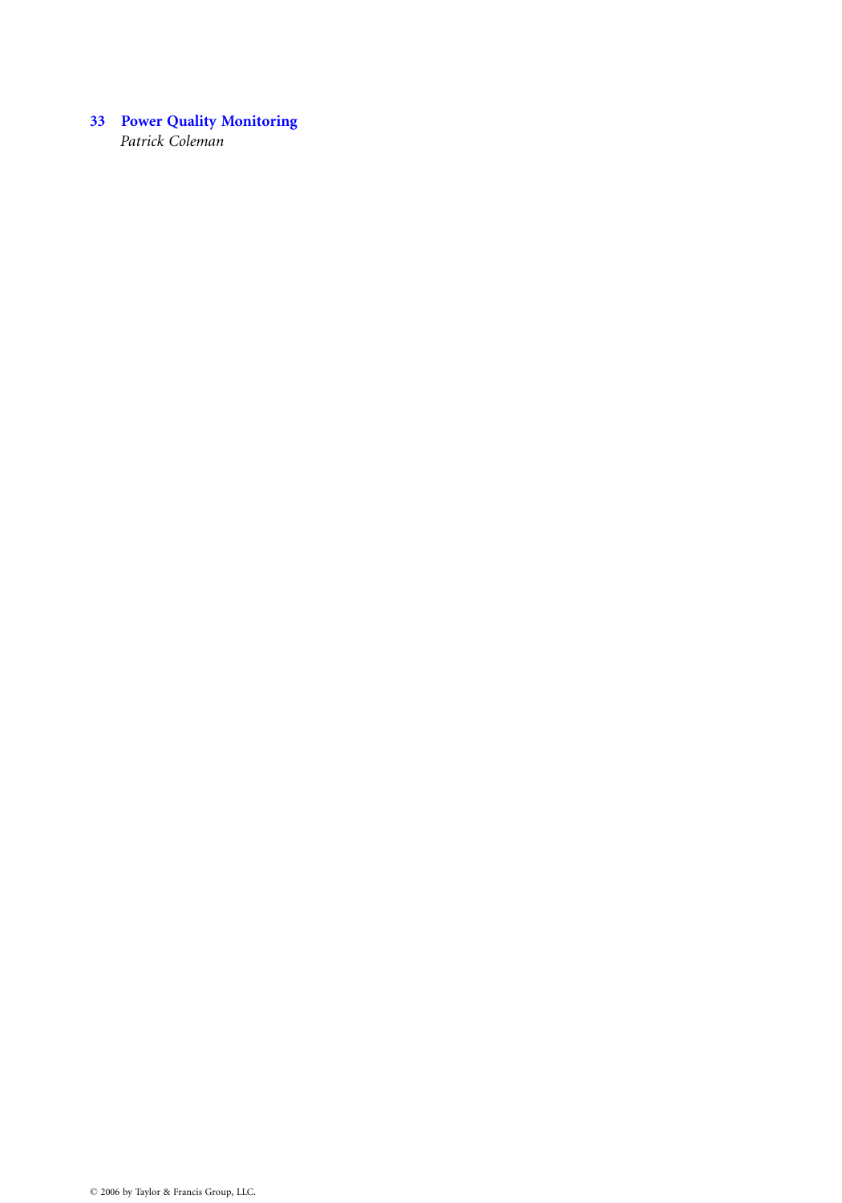33 **Power Quality Monitoring**
*Patrick Coleman*